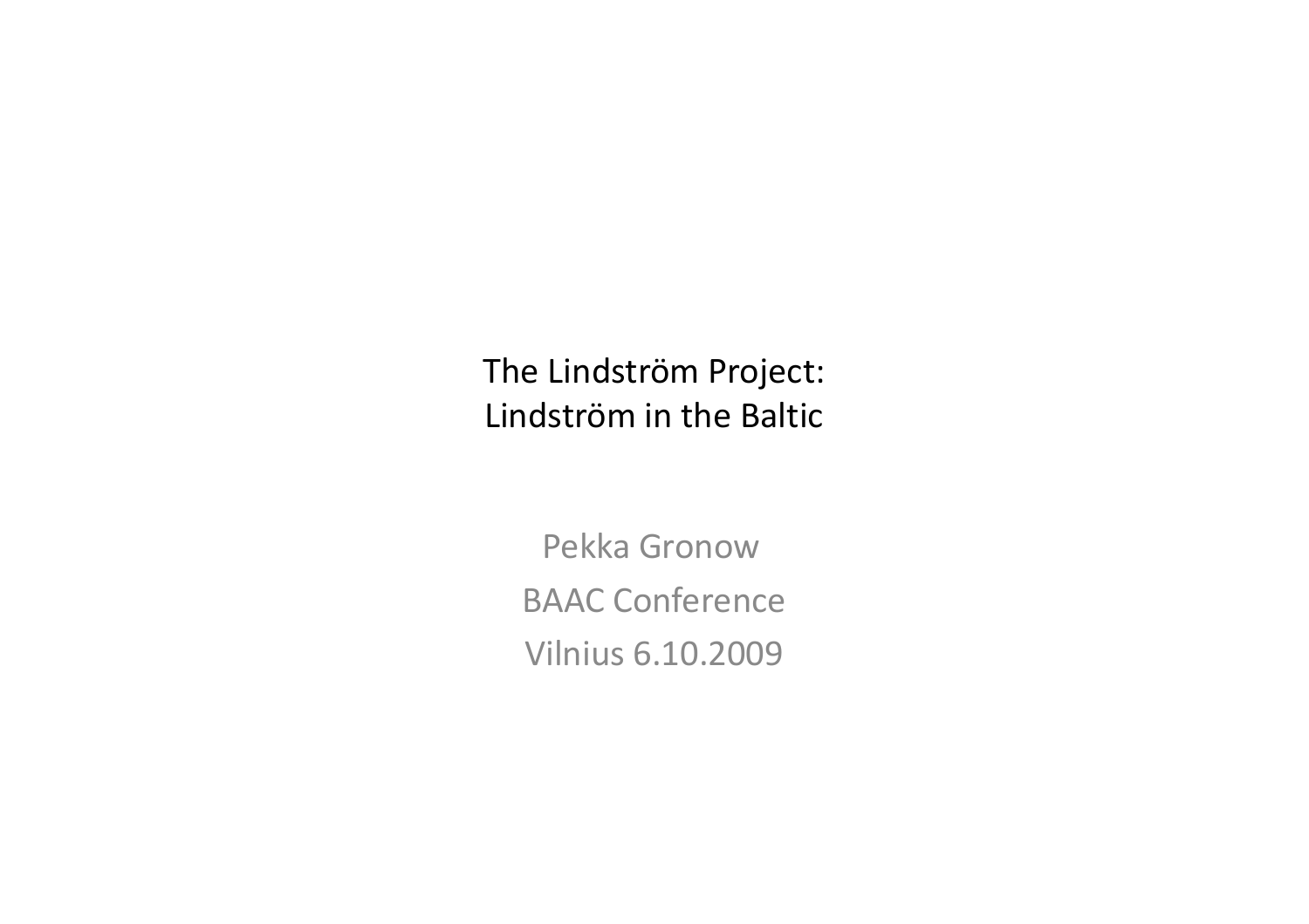# The Lindström Project:
# Lindström in the Baltic

Pekka Gronow

BAAC Conference

Vilnius 6.10.2009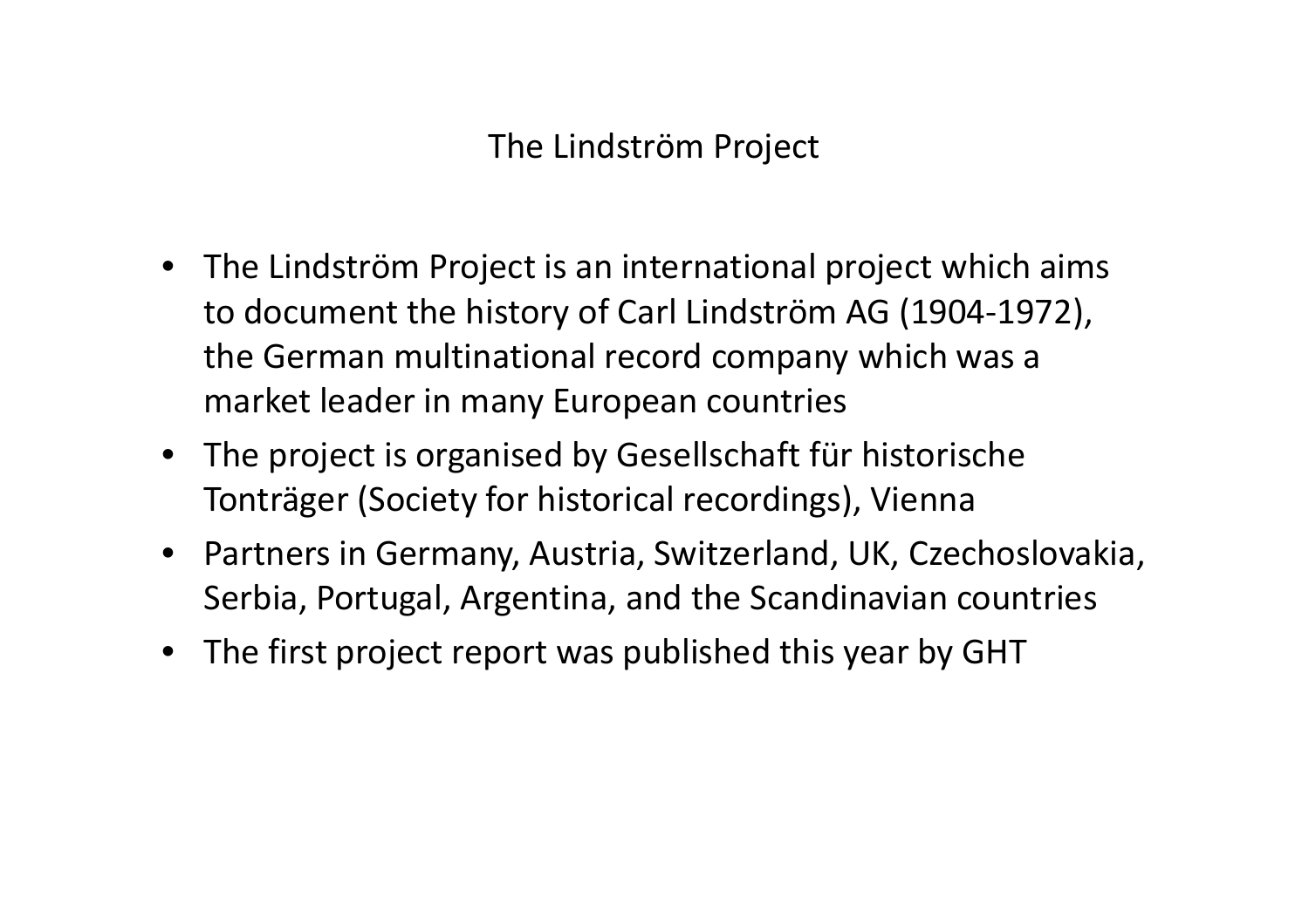# The Lindström Project

- The Lindström Project is an international project which aims to document the history of Carl Lindström AG (1904-1972), the German multinational record company which was a market leader in many European countries
- The project is organised by Gesellschaft für historische Tonträger (Society for historical recordings), Vienna
- Partners in Germany, Austria, Switzerland, UK, Czechoslovakia, Serbia, Portugal, Argentina, and the Scandinavian countries
- The first project report was published this year by GHT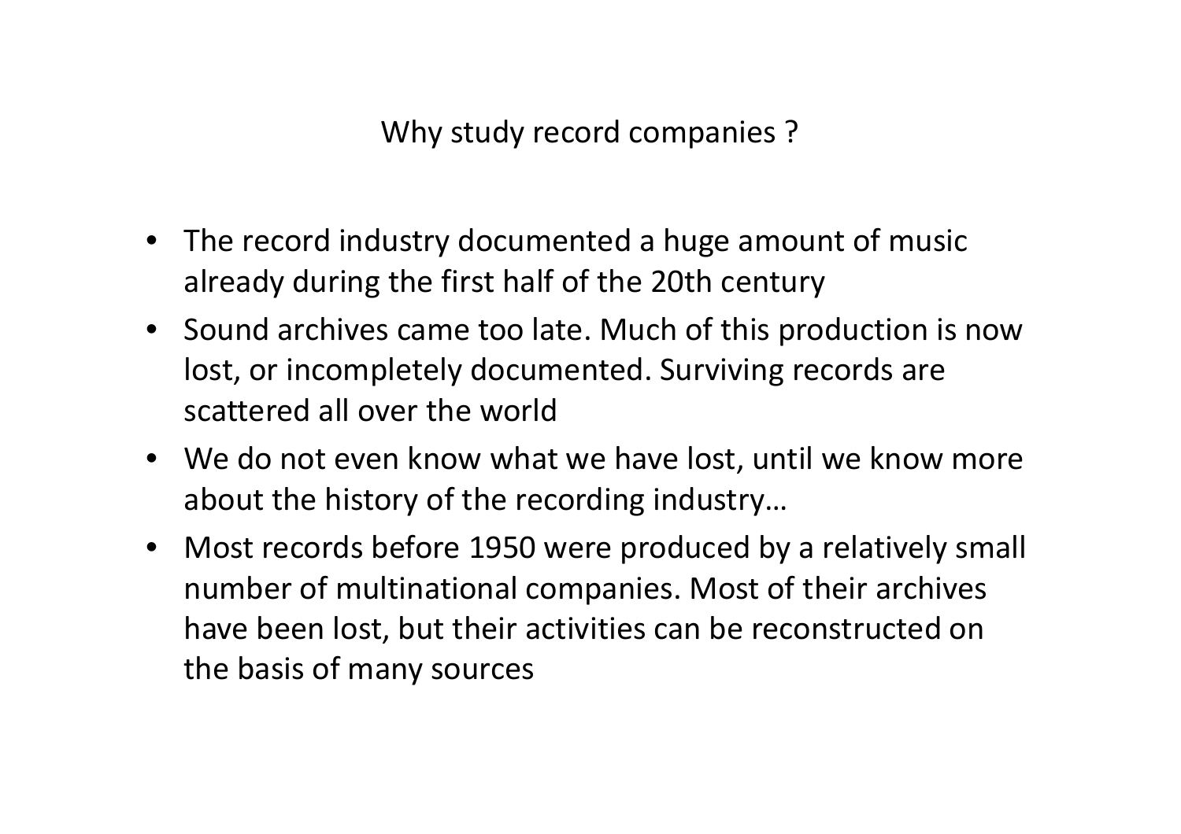# Why study record companies ?

- The record industry documented a huge amount of music already during the first half of the 20th century
- Sound archives came too late. Much of this production is now lost, or incompletely documented. Surviving records are scattered all over the world
- We do not even know what we have lost, until we know more about the history of the recording industry…
- Most records before 1950 were produced by a relatively small number of multinational companies. Most of their archives have been lost, but their activities can be reconstructed on the basis of many sources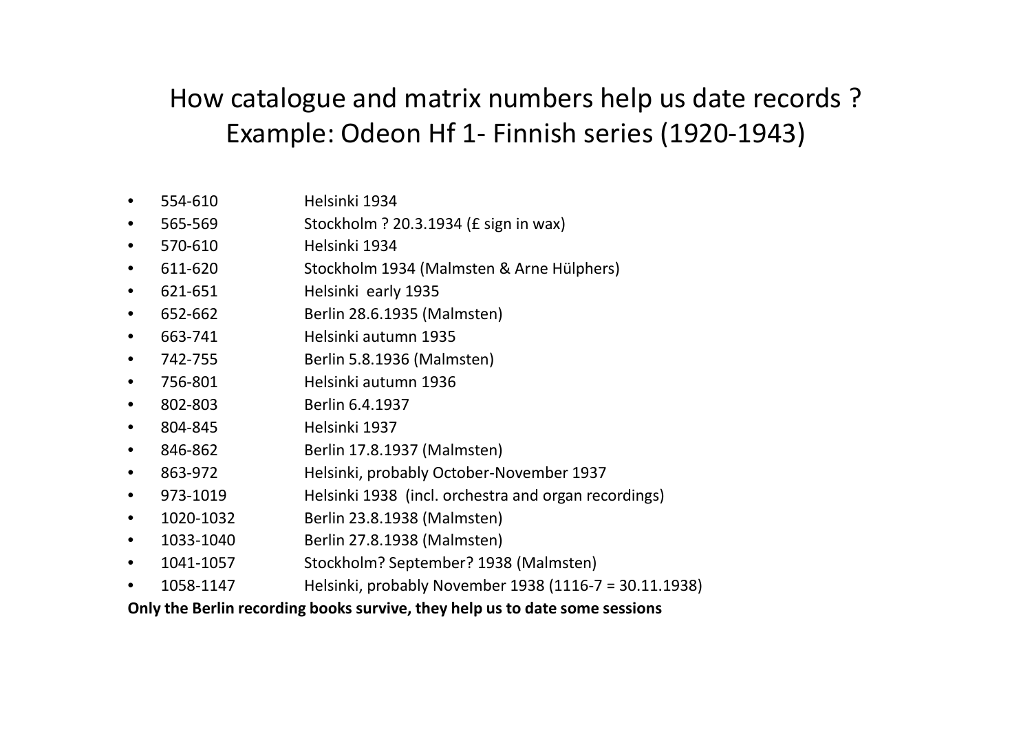# How catalogue and matrix numbers help us date records ? Example: Odeon Hf 1- Finnish series (1920-1943)

- 554-610 Helsinki 1934
- 565-569 Stockholm ? 20.3.1934 (£ sign in wax)
- 570-610 Helsinki 1934
- 611-620 Stockholm 1934 (Malmsten & Arne Hülphers)
- 621-651 Helsinki early 1935
- 652-662 Berlin 28.6.1935 (Malmsten)
- 663-741 Helsinki autumn 1935
- 742-755 Berlin 5.8.1936 (Malmsten)
- 756-801 Helsinki autumn 1936
- 802-803 Berlin 6.4.1937
- 804-845 Helsinki 1937
- 846-862 Berlin 17.8.1937 (Malmsten)
- 863-972 Helsinki, probably October-November 1937
- 973-1019 Helsinki 1938 (incl. orchestra and organ recordings)
- 1020-1032 Berlin 23.8.1938 (Malmsten)
- 1033-1040 Berlin 27.8.1938 (Malmsten)
- 1041-1057 Stockholm? September? 1938 (Malmsten)
- 1058-1147 Helsinki, probably November 1938 (1116-7 = 30.11.1938)

**Only the Berlin recording books survive, they help us to date some sessions**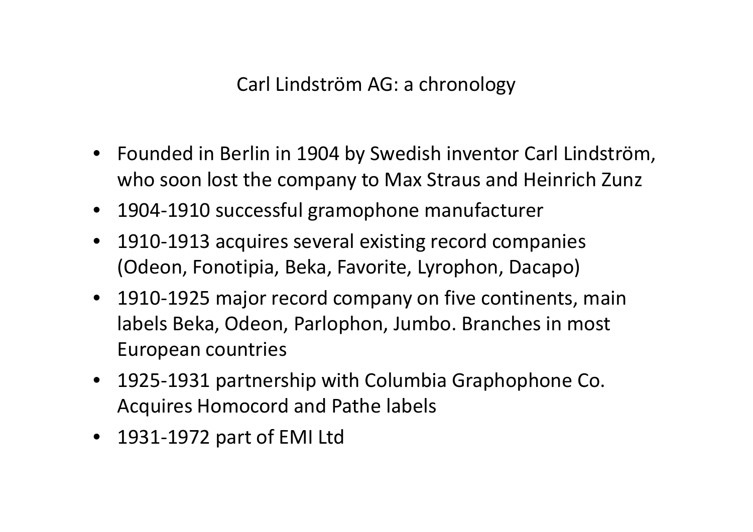# Carl Lindström AG: a chronology

- Founded in Berlin in 1904 by Swedish inventor Carl Lindström, who soon lost the company to Max Straus and Heinrich Zunz
- 1904-1910 successful gramophone manufacturer
- 1910-1913 acquires several existing record companies (Odeon, Fonotipia, Beka, Favorite, Lyrophon, Dacapo)
- 1910-1925 major record company on five continents, main labels Beka, Odeon, Parlophon, Jumbo. Branches in most European countries
- 1925-1931 partnership with Columbia Graphophone Co. Acquires Homocord and Pathe labels
- 1931-1972 part of EMI Ltd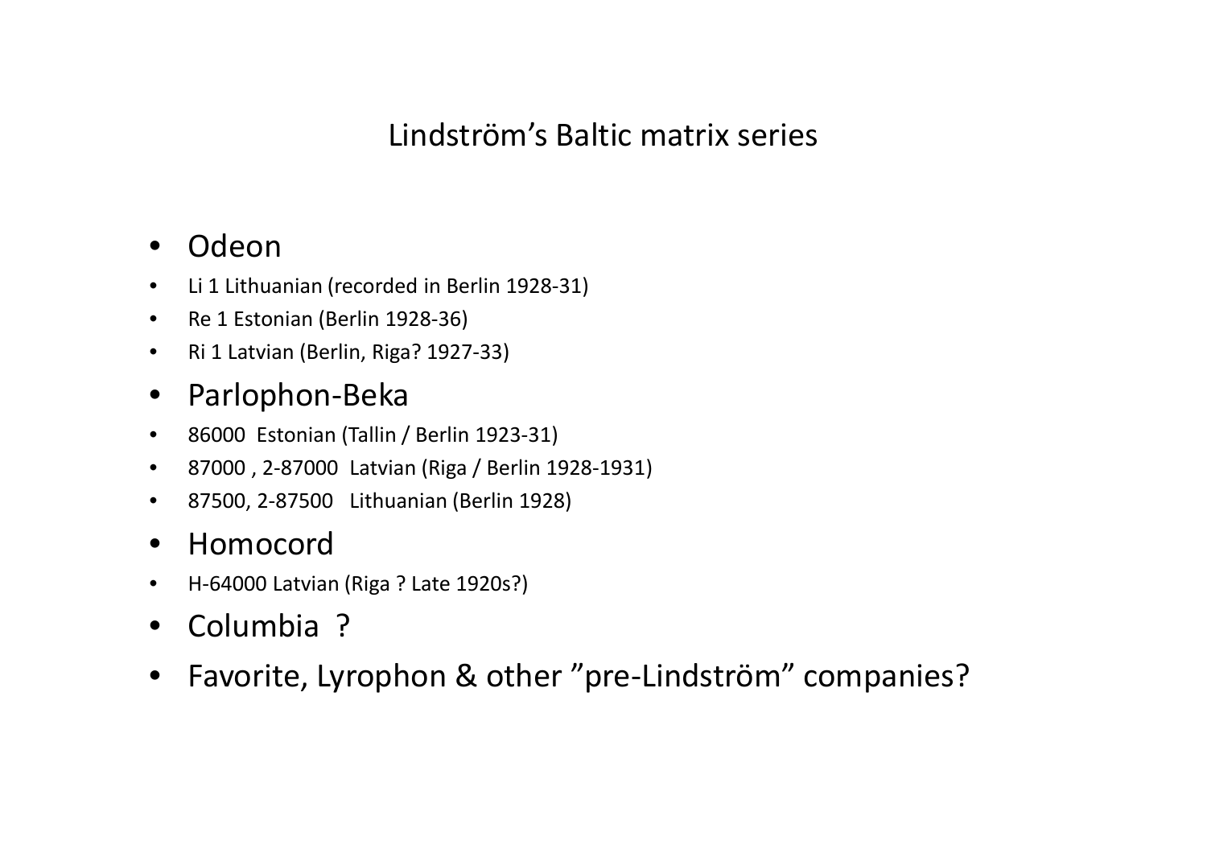# Lindström's Baltic matrix series

- Odeon
  - Li 1 Lithuanian (recorded in Berlin 1928-31)
  - Re 1 Estonian (Berlin 1928-36)
  - Ri 1 Latvian (Berlin, Riga? 1927-33)
- Parlophon-Beka
  - 86000 Estonian (Tallin / Berlin 1923-31)
  - 87000 , 2-87000 Latvian (Riga / Berlin 1928-1931)
  - 87500, 2-87500 Lithuanian (Berlin 1928)
- Homocord
  - H-64000 Latvian (Riga ? Late 1920s?)
- Columbia ?
- Favorite, Lyrophon & other "pre-Lindström" companies?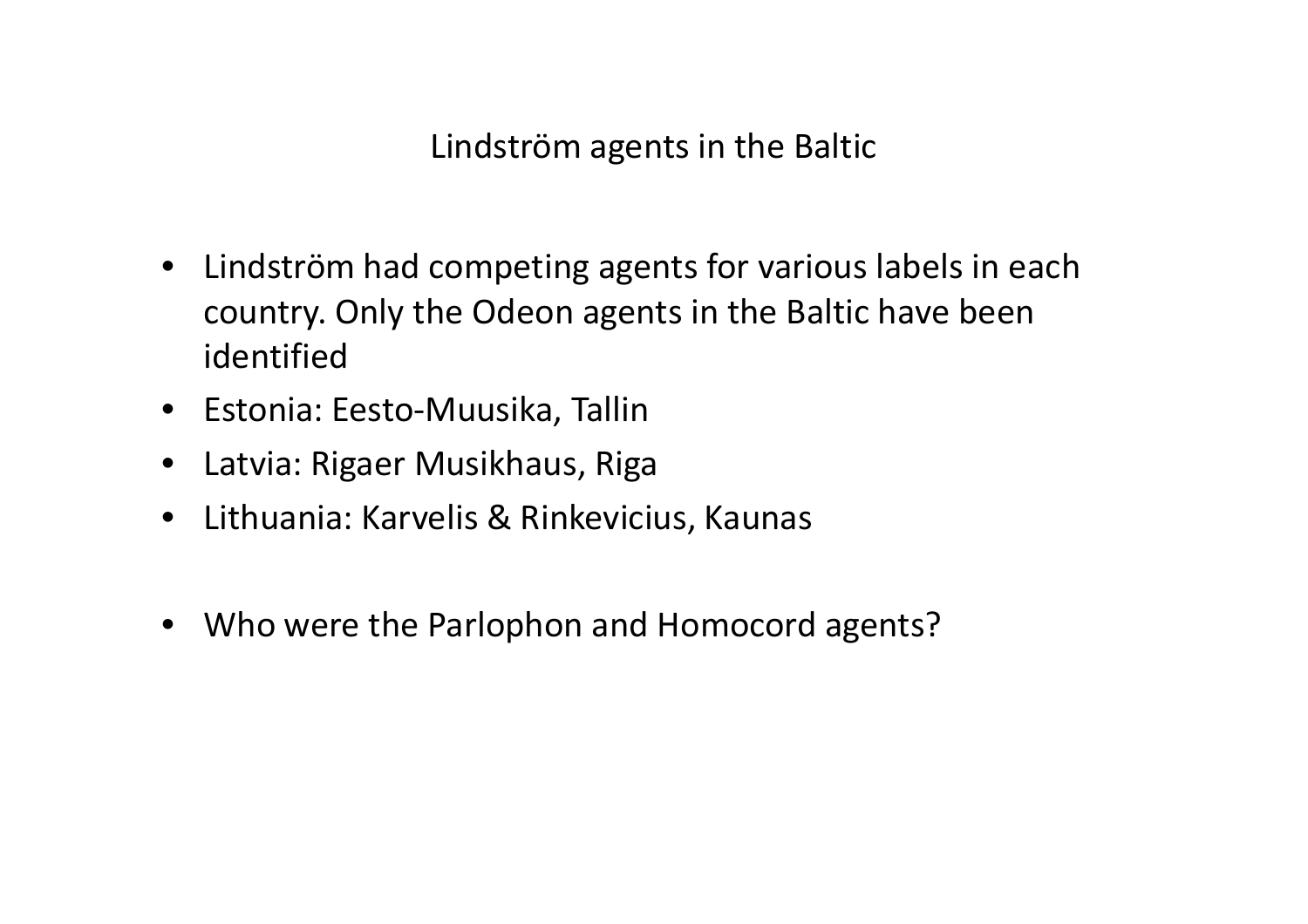# Lindström agents in the Baltic

- Lindström had competing agents for various labels in each country. Only the Odeon agents in the Baltic have been identified
- Estonia: Eesto-Muusika, Tallin
- Latvia: Rigaer Musikhaus, Riga
- Lithuania: Karvelis & Rinkevicius, Kaunas

- Who were the Parlophon and Homocord agents?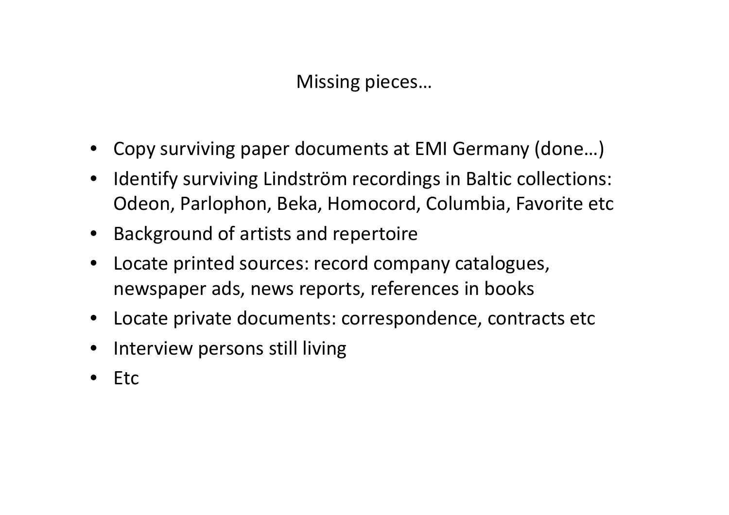## Missing pieces…

- Copy surviving paper documents at EMI Germany (done…)
- Identify surviving Lindström recordings in Baltic collections: Odeon, Parlophon, Beka, Homocord, Columbia, Favorite etc
- Background of artists and repertoire
- Locate printed sources: record company catalogues, newspaper ads, news reports, references in books
- Locate private documents: correspondence, contracts etc
- Interview persons still living
- Etc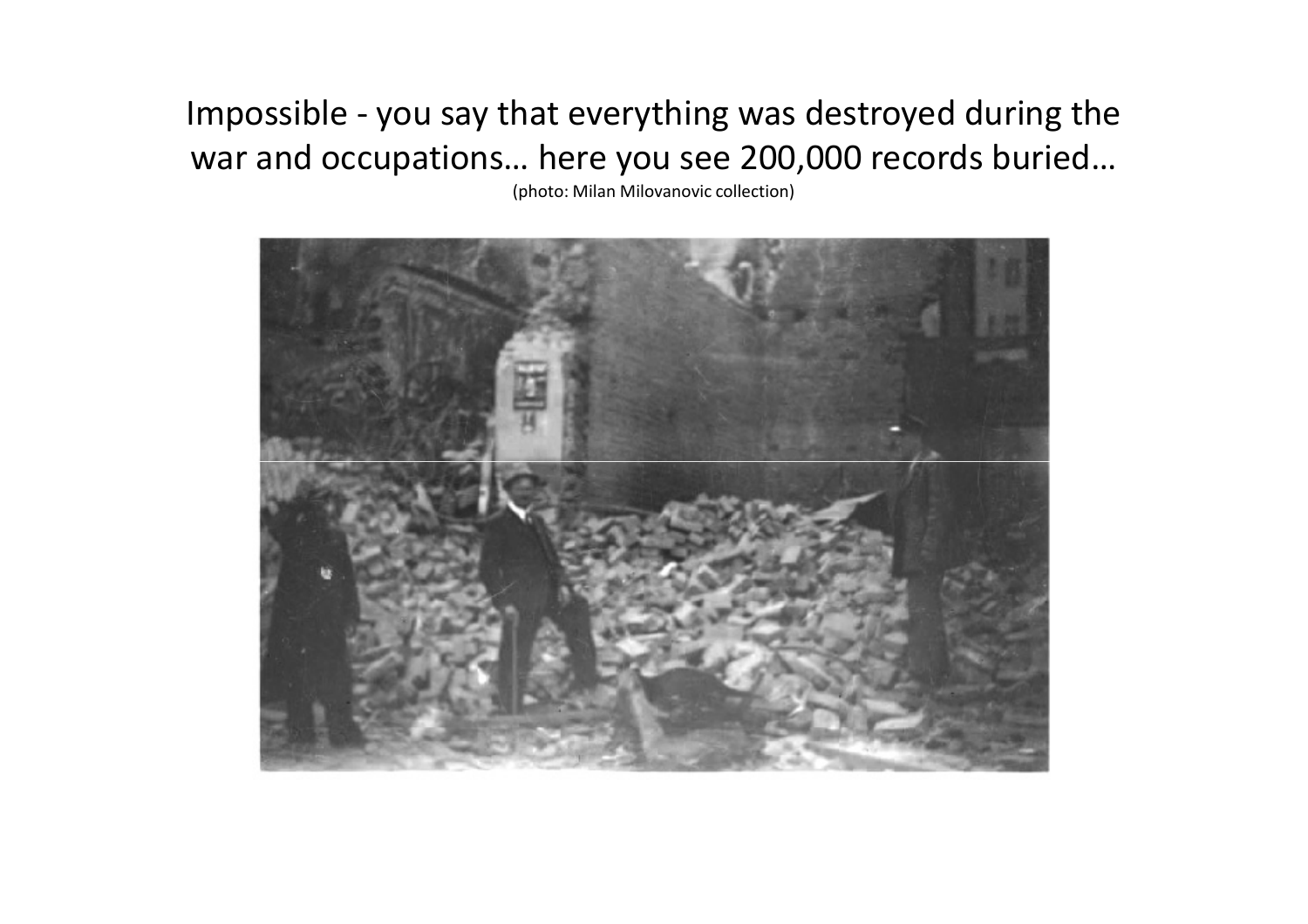Impossible - you say that everything was destroyed during the war and occupations… here you see 200,000 records buried…

(photo: Milan Milovanovic collection)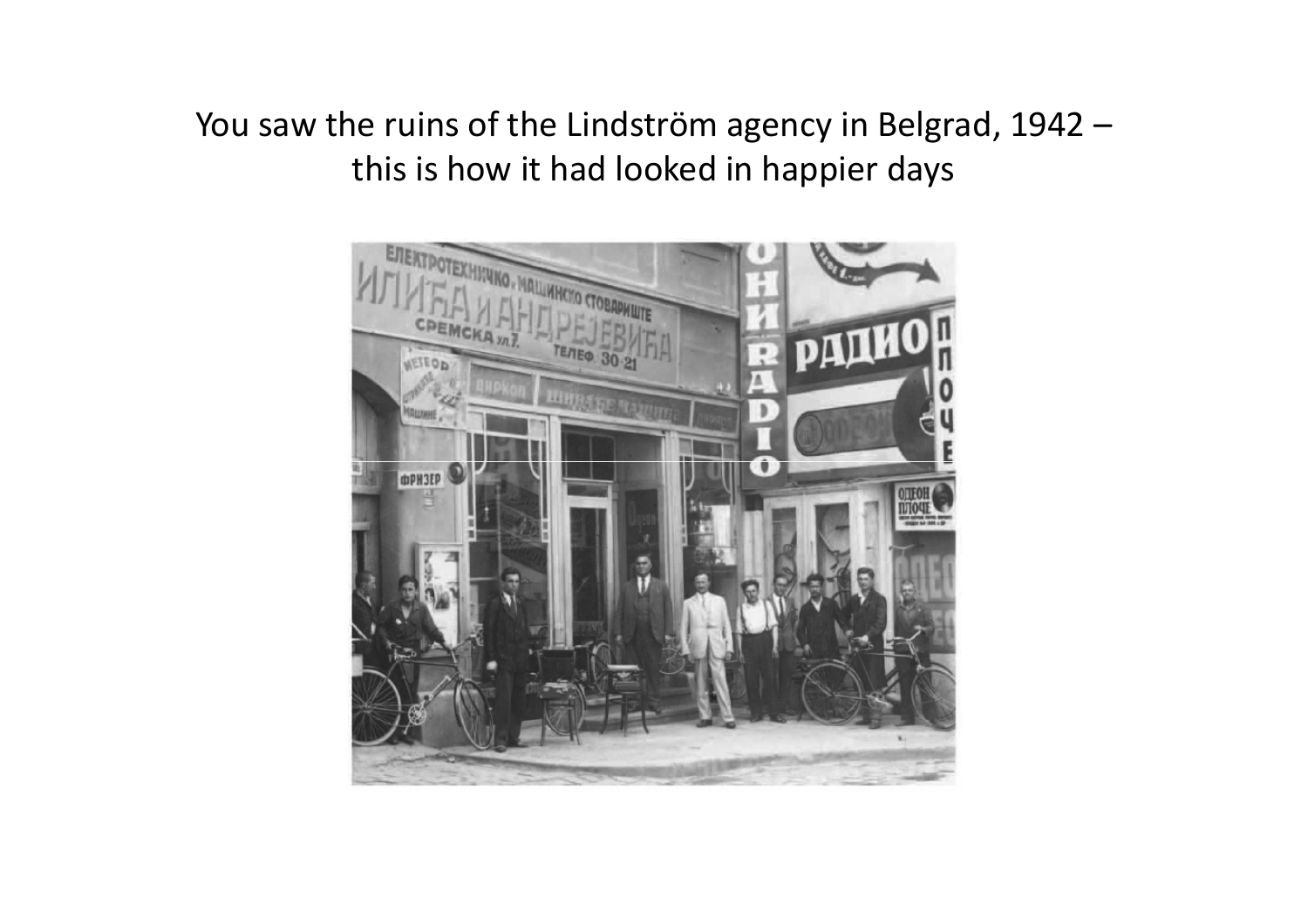You saw the ruins of the Lindström agency in Belgrad, 1942 – this is how it had looked in happier days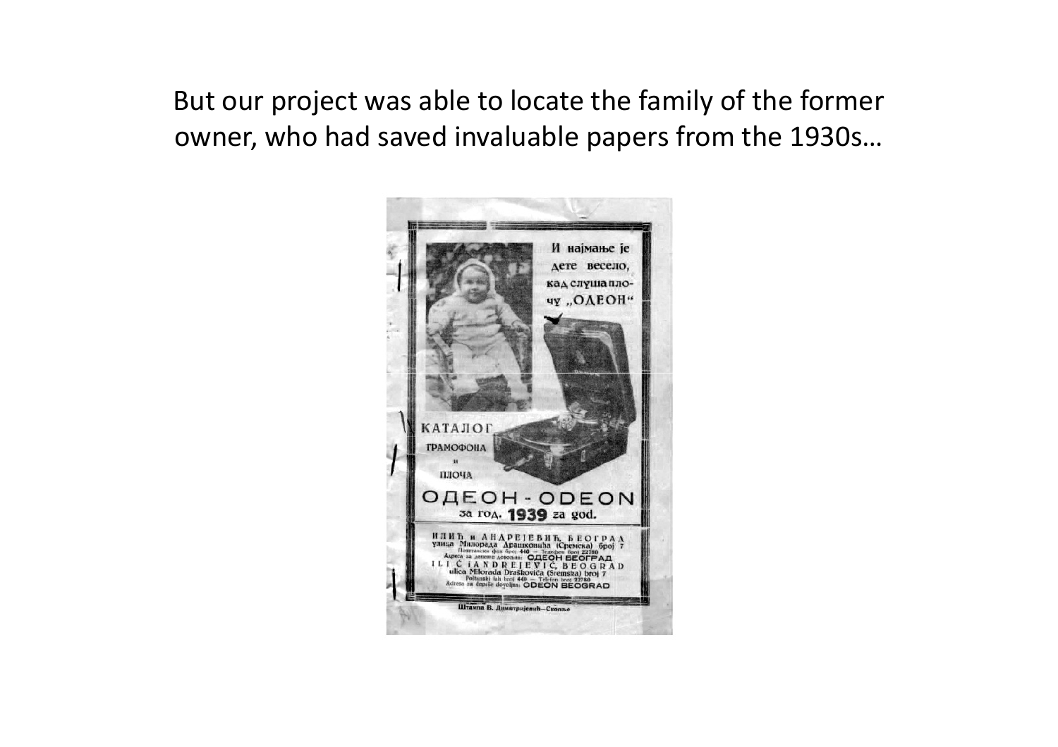But our project was able to locate the family of the former owner, who had saved invaluable papers from the 1930s…

И најмање је дете весело, кад слуша плочу „ОДЕОН“

КАТАЛОГ ГРАМОФОНА и ПЛОЧА

ОДЕОН - ODEON

за год. 1939 za god.

ИЛИЋ и АНДРЕЈЕВИЋ, БЕОГРАД
улица Милорада Драшковића (Сремска) број 7
Поштански фах број 440 — Телефон број 22780
Адреса за депеше довољна: ОДЕОН БЕОГРАД

ILIĆ i ANDREJEVIĆ, BEOGRAD
ulica Milorada Draškovića (Sremska) broj 7
Poštanski fah broj 440 — Telefon broj 22780
Adresa za depeše dovoljna: ODEON BEOGRAD

Штампа В. Димитријевић—Скопље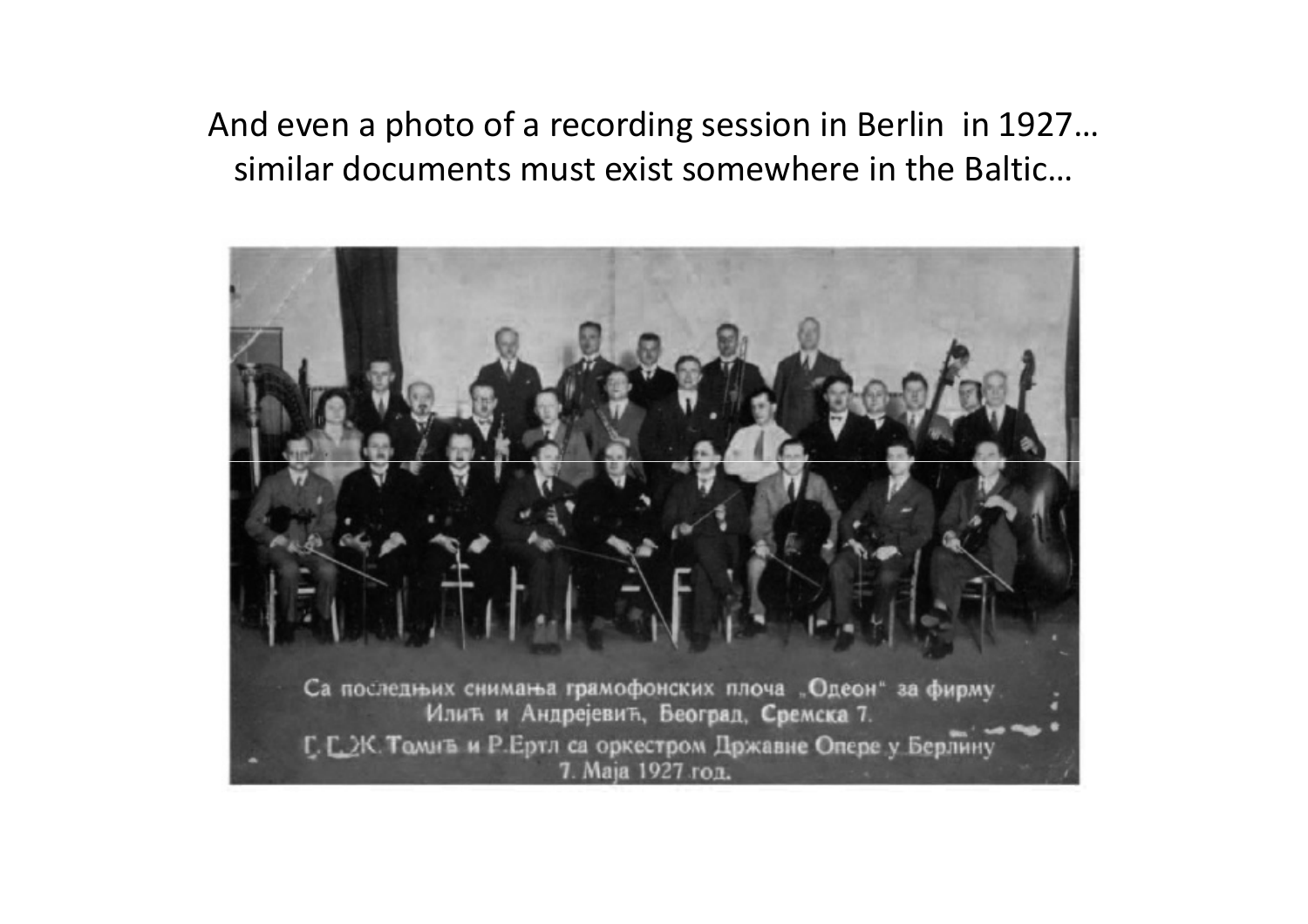And even a photo of a recording session in Berlin in 1927… similar documents must exist somewhere in the Baltic…

Са последњих снимања грамофонских плоча „Одеон" за фирму Илић и Андрејевић, Београд, Сремска 7.
Г. Г. Ж. Томић и Р. Ертл са оркестром Државне Опере у Берлину
7. Маја 1927 год.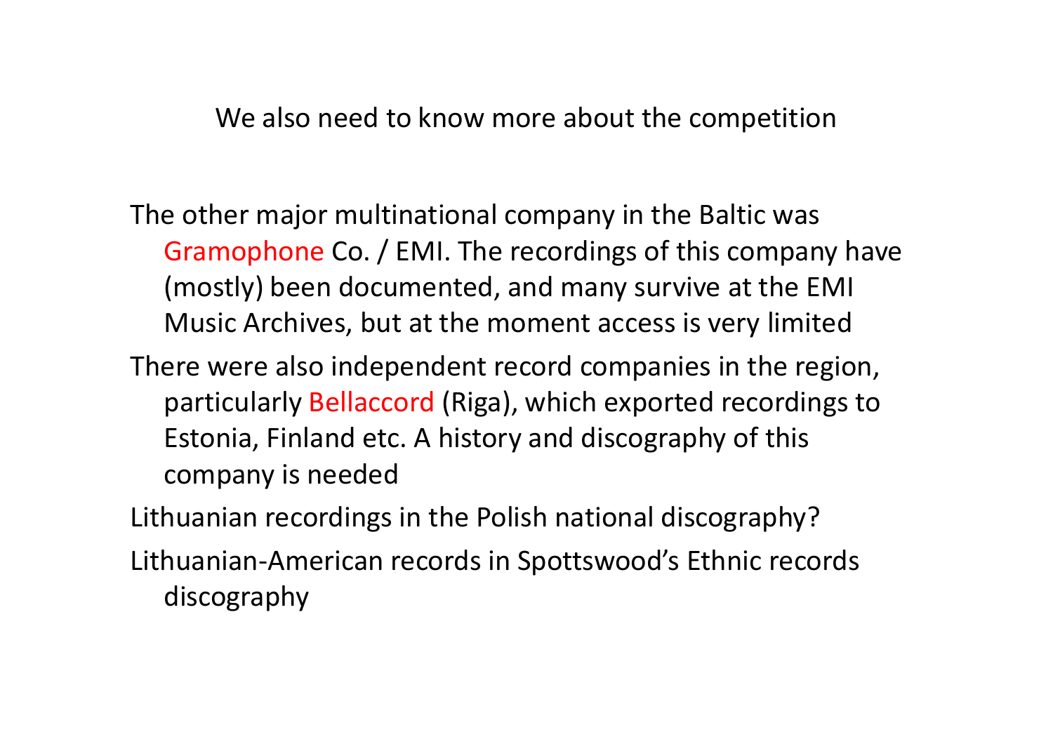## We also need to know more about the competition

- The other major multinational company in the Baltic was Gramophone Co. / EMI. The recordings of this company have (mostly) been documented, and many survive at the EMI Music Archives, but at the moment access is very limited
- There were also independent record companies in the region, particularly Bellaccord (Riga), which exported recordings to Estonia, Finland etc. A history and discography of this company is needed
- Lithuanian recordings in the Polish national discography?
- Lithuanian-American records in Spottswood's Ethnic records discography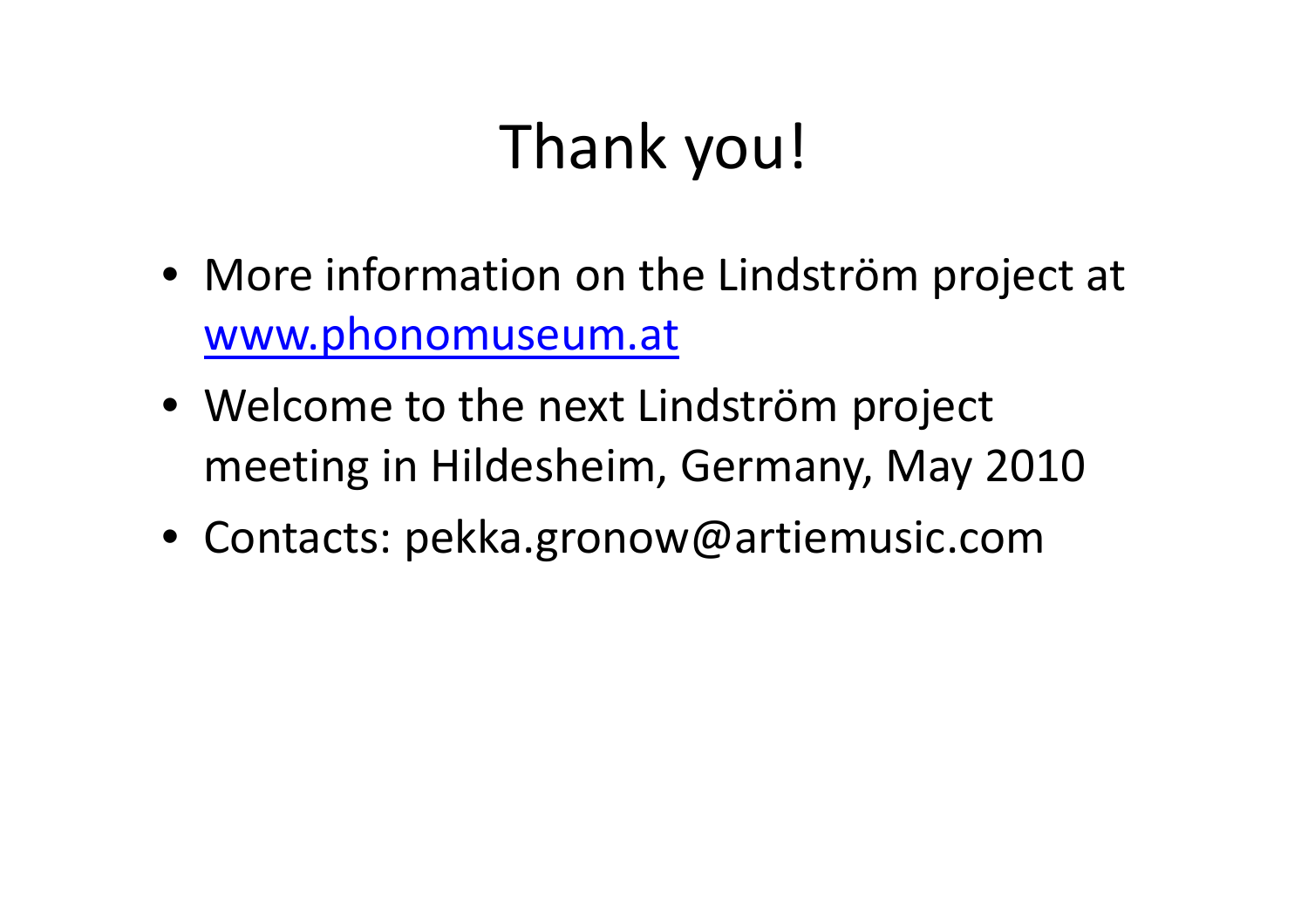# Thank you!

- More information on the Lindström project at [www.phonomuseum.at](http://www.phonomuseum.at)
- Welcome to the next Lindström project meeting in Hildesheim, Germany, May 2010
- Contacts: pekka.gronow@artiemusic.com